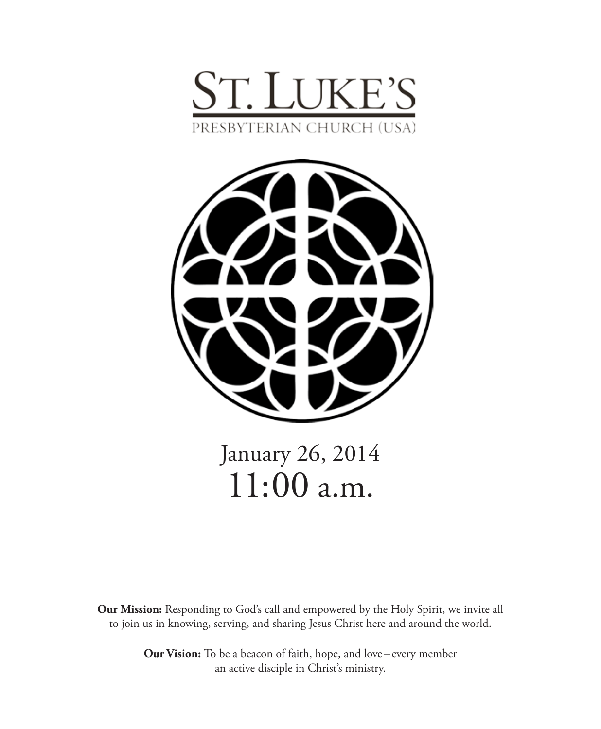# ST. LUKE'S

PRESBYTERIAN CHURCH (USA)

January 26, 2014

11:00 a.m.

**Our Mission:** Responding to God's call and empowered by the Holy Spirit, we invite all to join us in knowing, serving, and sharing Jesus Christ here and around the world.

**Our Vision:** To be a beacon of faith, hope, and love – every member an active disciple in Christ's ministry.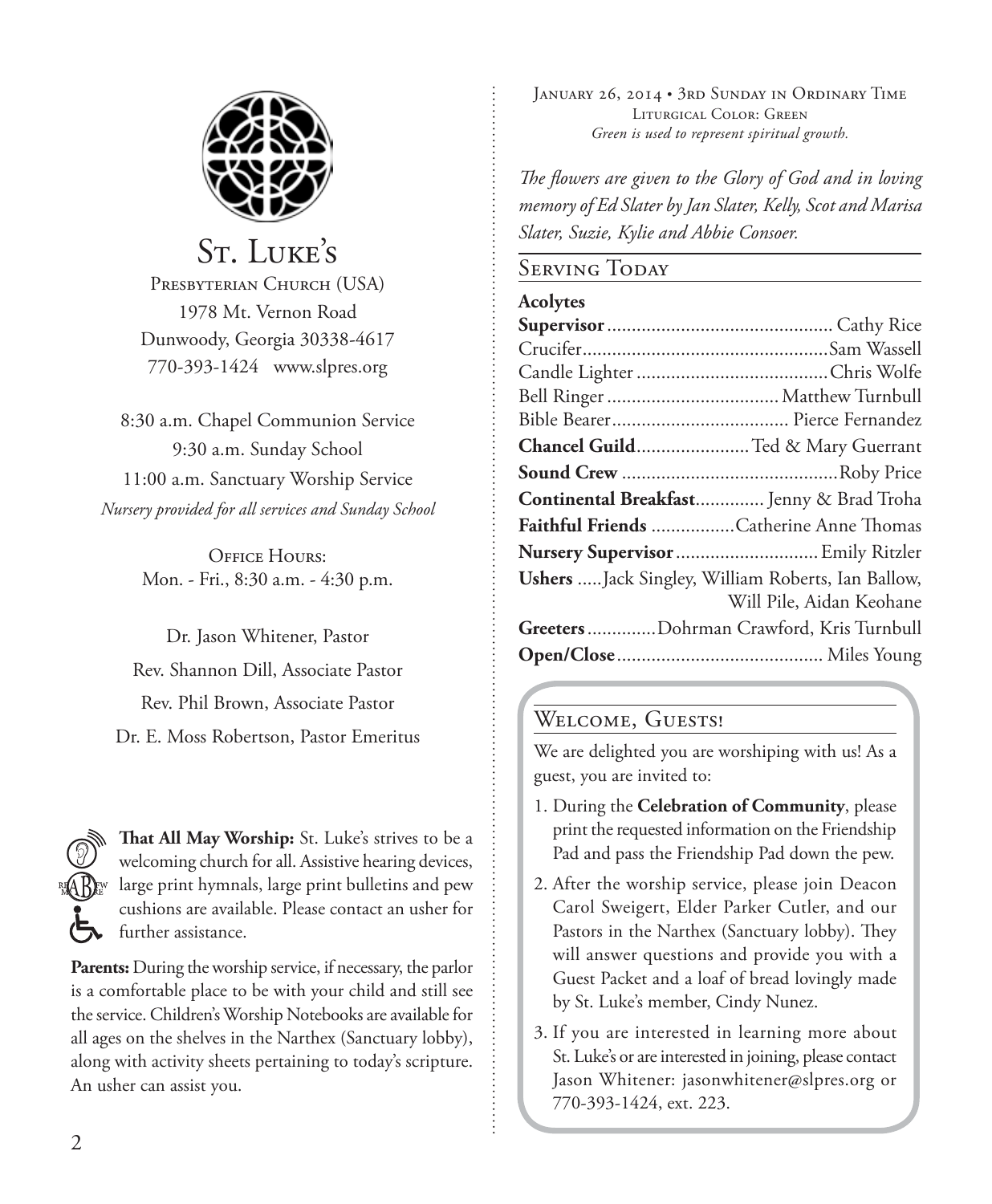# St. Luke's

Presbyterian Church (USA)
1978 Mt. Vernon Road
Dunwoody, Georgia 30338-4617
770-393-1424 www.slpres.org

8:30 a.m. Chapel Communion Service
9:30 a.m. Sunday School
11:00 a.m. Sanctuary Worship Service
*Nursery provided for all services and Sunday School*

Office Hours:
Mon. - Fri., 8:30 a.m. - 4:30 p.m.

Dr. Jason Whitener, Pastor
Rev. Shannon Dill, Associate Pastor
Rev. Phil Brown, Associate Pastor
Dr. E. Moss Robertson, Pastor Emeritus

**That All May Worship:** St. Luke's strives to be a welcoming church for all. Assistive hearing devices, large print hymnals, large print bulletins and pew cushions are available. Please contact an usher for further assistance.

**Parents:** During the worship service, if necessary, the parlor is a comfortable place to be with your child and still see the service. Children's Worship Notebooks are available for all ages on the shelves in the Narthex (Sanctuary lobby), along with activity sheets pertaining to today's scripture. An usher can assist you.

January 26, 2014 • 3rd Sunday in Ordinary Time
Liturgical Color: Green
*Green is used to represent spiritual growth.*

*The flowers are given to the Glory of God and in loving memory of Ed Slater by Jan Slater, Kelly, Scot and Marisa Slater, Suzie, Kylie and Abbie Consoer.*

## Serving Today

**Acolytes**

**Supervisor** .............. Cathy Rice
Crucifer .............. Sam Wassell
Candle Lighter .............. Chris Wolfe
Bell Ringer .............. Matthew Turnbull
Bible Bearer .............. Pierce Fernandez

**Chancel Guild** .............. Ted & Mary Guerrant
**Sound Crew** .............. Roby Price
**Continental Breakfast** .............. Jenny & Brad Troha
**Faithful Friends** .............. Catherine Anne Thomas
**Nursery Supervisor** .............. Emily Ritzler
**Ushers** .....Jack Singley, William Roberts, Ian Ballow, Will Pile, Aidan Keohane
**Greeters** .............. Dohrman Crawford, Kris Turnbull
**Open/Close** .............. Miles Young

## Welcome, Guests!

We are delighted you are worshiping with us! As a guest, you are invited to:

1. During the **Celebration of Community**, please print the requested information on the Friendship Pad and pass the Friendship Pad down the pew.
2. After the worship service, please join Deacon Carol Sweigert, Elder Parker Cutler, and our Pastors in the Narthex (Sanctuary lobby). They will answer questions and provide you with a Guest Packet and a loaf of bread lovingly made by St. Luke's member, Cindy Nunez.
3. If you are interested in learning more about St. Luke's or are interested in joining, please contact Jason Whitener: jasonwhitener@slpres.org or 770-393-1424, ext. 223.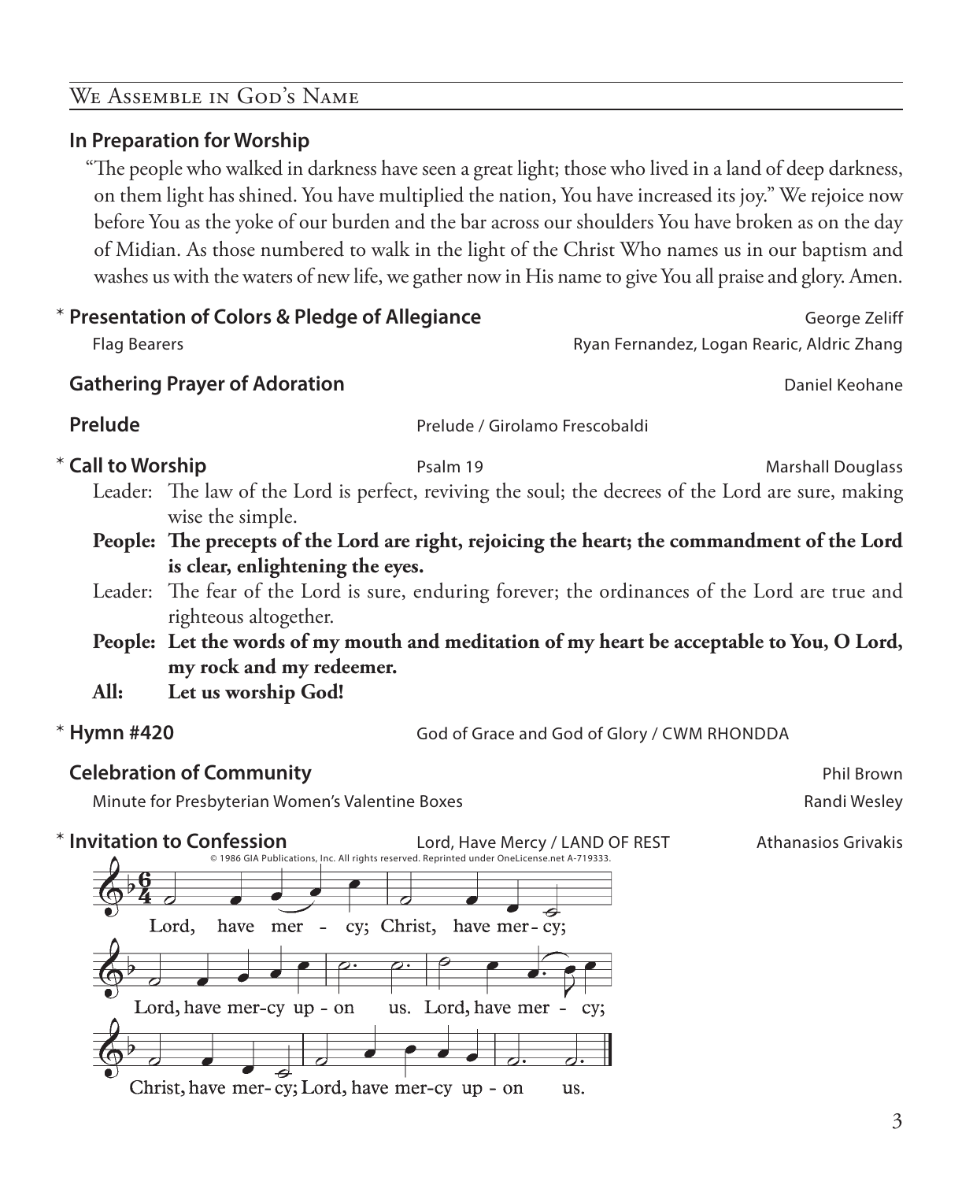## We Assemble in God's Name

### In Preparation for Worship

"The people who walked in darkness have seen a great light; those who lived in a land of deep darkness, on them light has shined. You have multiplied the nation, You have increased its joy." We rejoice now before You as the yoke of our burden and the bar across our shoulders You have broken as on the day of Midian. As those numbered to walk in the light of the Christ Who names us in our baptism and washes us with the waters of new life, we gather now in His name to give You all praise and glory. Amen.

\* **Presentation of Colors & Pledge of Allegiance** — George Zeliff
Flag Bearers — Ryan Fernandez, Logan Rearic, Aldric Zhang

**Gathering Prayer of Adoration** — Daniel Keohane

**Prelude** — Prelude / Girolamo Frescobaldi

\* **Call to Worship** — Psalm 19 — Marshall Douglass

Leader: The law of the Lord is perfect, reviving the soul; the decrees of the Lord are sure, making wise the simple.

**People: The precepts of the Lord are right, rejoicing the heart; the commandment of the Lord is clear, enlightening the eyes.**

Leader: The fear of the Lord is sure, enduring forever; the ordinances of the Lord are true and righteous altogether.

**People: Let the words of my mouth and meditation of my heart be acceptable to You, O Lord, my rock and my redeemer.**

**All: Let us worship God!**

\* **Hymn #420** — God of Grace and God of Glory / CWM RHONDDA

**Celebration of Community** — Phil Brown
Minute for Presbyterian Women's Valentine Boxes — Randi Wesley

\* **Invitation to Confession** — Lord, Have Mercy / LAND OF REST — Athanasios Grivakis

© 1986 GIA Publications, Inc. All rights reserved. Reprinted under OneLicense.net A-719333.

Lord, have mercy; Christ, have mercy; Lord, have mercy upon us. Lord, have mercy; Christ, have mercy; Lord, have mercy upon us.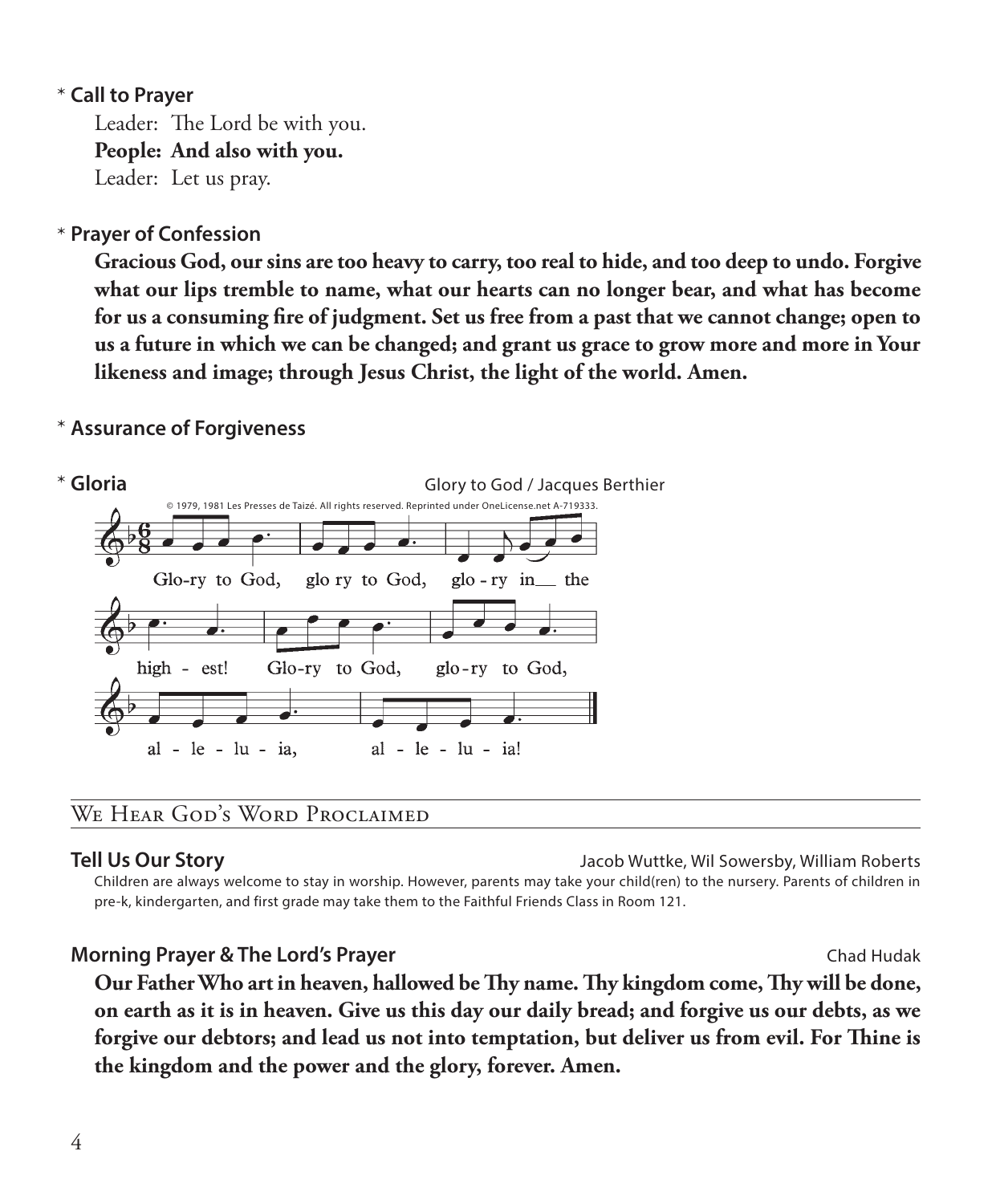\* **Call to Prayer**

Leader: The Lord be with you.
**People: And also with you.**
Leader: Let us pray.

\* **Prayer of Confession**

**Gracious God, our sins are too heavy to carry, too real to hide, and too deep to undo. Forgive what our lips tremble to name, what our hearts can no longer bear, and what has become for us a consuming fire of judgment. Set us free from a past that we cannot change; open to us a future in which we can be changed; and grant us grace to grow more and more in Your likeness and image; through Jesus Christ, the light of the world. Amen.**

\* **Assurance of Forgiveness**

\* **Gloria** — Glory to God / Jacques Berthier

© 1979, 1981 Les Presses de Taizé. All rights reserved. Reprinted under OneLicense.net A-719333.

Glo-ry to God, glo ry to God, glo - ry in the high - est! Glo-ry to God, glo-ry to God, al - le - lu - ia, al - le - lu - ia!

## We Hear God's Word Proclaimed

**Tell Us Our Story** — Jacob Wuttke, Wil Sowersby, William Roberts

Children are always welcome to stay in worship. However, parents may take your child(ren) to the nursery. Parents of children in pre-k, kindergarten, and first grade may take them to the Faithful Friends Class in Room 121.

**Morning Prayer & The Lord's Prayer** — Chad Hudak

**Our Father Who art in heaven, hallowed be Thy name. Thy kingdom come, Thy will be done, on earth as it is in heaven. Give us this day our daily bread; and forgive us our debts, as we forgive our debtors; and lead us not into temptation, but deliver us from evil. For Thine is the kingdom and the power and the glory, forever. Amen.**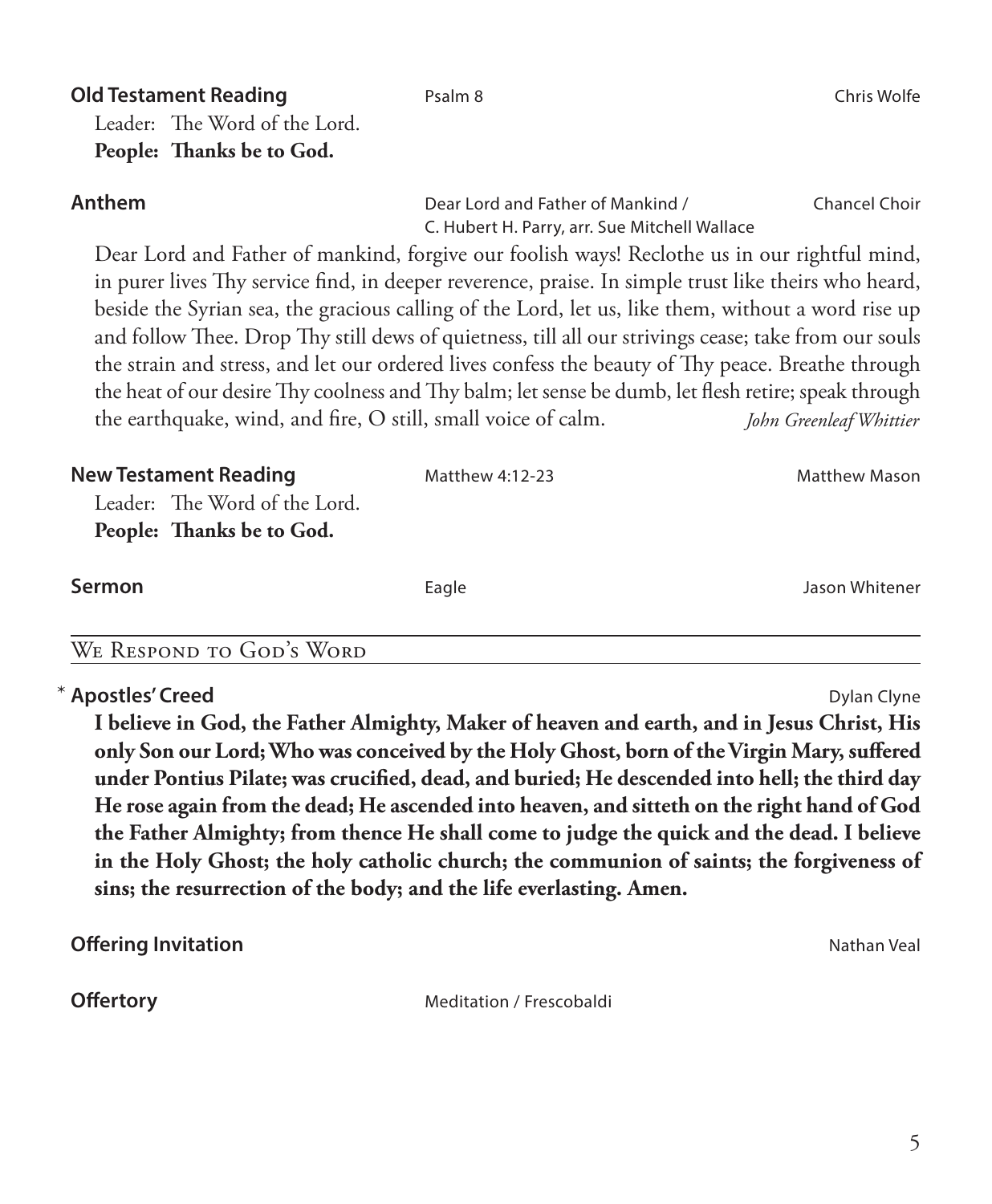**Old Testament Reading** Psalm 8 Chris Wolfe

Leader: The Word of the Lord.
**People: Thanks be to God.**

**Anthem** Dear Lord and Father of Mankind / C. Hubert H. Parry, arr. Sue Mitchell Wallace Chancel Choir

Dear Lord and Father of mankind, forgive our foolish ways! Reclothe us in our rightful mind, in purer lives Thy service find, in deeper reverence, praise. In simple trust like theirs who heard, beside the Syrian sea, the gracious calling of the Lord, let us, like them, without a word rise up and follow Thee. Drop Thy still dews of quietness, till all our strivings cease; take from our souls the strain and stress, and let our ordered lives confess the beauty of Thy peace. Breathe through the heat of our desire Thy coolness and Thy balm; let sense be dumb, let flesh retire; speak through the earthquake, wind, and fire, O still, small voice of calm. *John Greenleaf Whittier*

**New Testament Reading** Matthew 4:12-23 Matthew Mason

Leader: The Word of the Lord.
**People: Thanks be to God.**

**Sermon** Eagle Jason Whitener

## We Respond to God's Word

* **Apostles' Creed** Dylan Clyne

**I believe in God, the Father Almighty, Maker of heaven and earth, and in Jesus Christ, His only Son our Lord; Who was conceived by the Holy Ghost, born of the Virgin Mary, suffered under Pontius Pilate; was crucified, dead, and buried; He descended into hell; the third day He rose again from the dead; He ascended into heaven, and sitteth on the right hand of God the Father Almighty; from thence He shall come to judge the quick and the dead. I believe in the Holy Ghost; the holy catholic church; the communion of saints; the forgiveness of sins; the resurrection of the body; and the life everlasting. Amen.**

**Offering Invitation** Nathan Veal

**Offertory** Meditation / Frescobaldi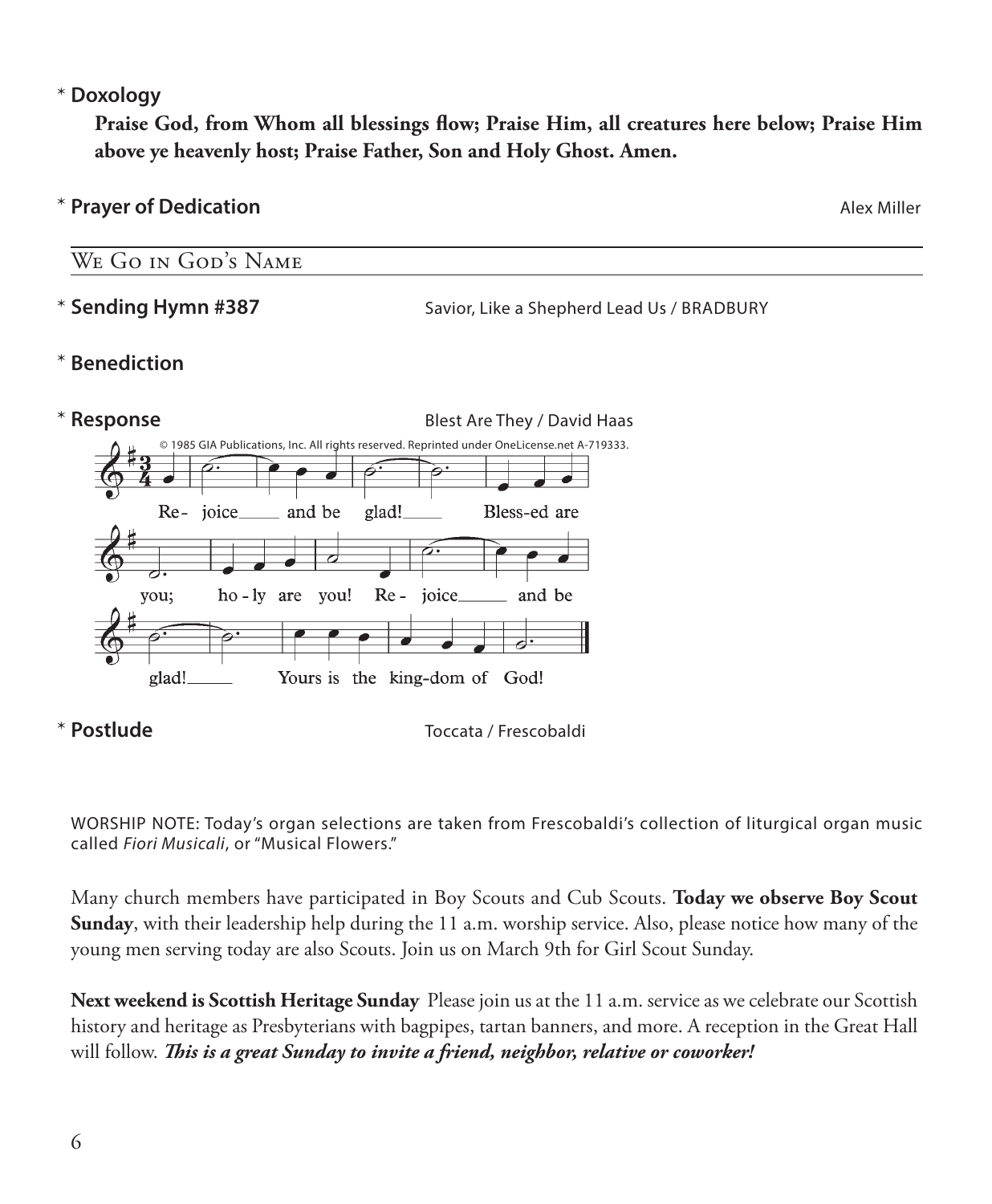\* **Doxology**

**Praise God, from Whom all blessings flow; Praise Him, all creatures here below; Praise Him above ye heavenly host; Praise Father, Son and Holy Ghost. Amen.**

\* **Prayer of Dedication** Alex Miller

## We Go in God's Name

\* **Sending Hymn #387** Savior, Like a Shepherd Lead Us / BRADBURY

\* **Benediction**

\* **Response** Blest Are They / David Haas

© 1985 GIA Publications, Inc. All rights reserved. Reprinted under OneLicense.net A-719333.

Re- joice and be glad! Bless-ed are you; ho - ly are you! Re - joice and be glad! Yours is the king-dom of God!

\* **Postlude** Toccata / Frescobaldi

WORSHIP NOTE: Today's organ selections are taken from Frescobaldi's collection of liturgical organ music called *Fiori Musicali*, or "Musical Flowers."

Many church members have participated in Boy Scouts and Cub Scouts. **Today we observe Boy Scout Sunday**, with their leadership help during the 11 a.m. worship service. Also, please notice how many of the young men serving today are also Scouts. Join us on March 9th for Girl Scout Sunday.

**Next weekend is Scottish Heritage Sunday** Please join us at the 11 a.m. service as we celebrate our Scottish history and heritage as Presbyterians with bagpipes, tartan banners, and more. A reception in the Great Hall will follow. ***This is a great Sunday to invite a friend, neighbor, relative or coworker!***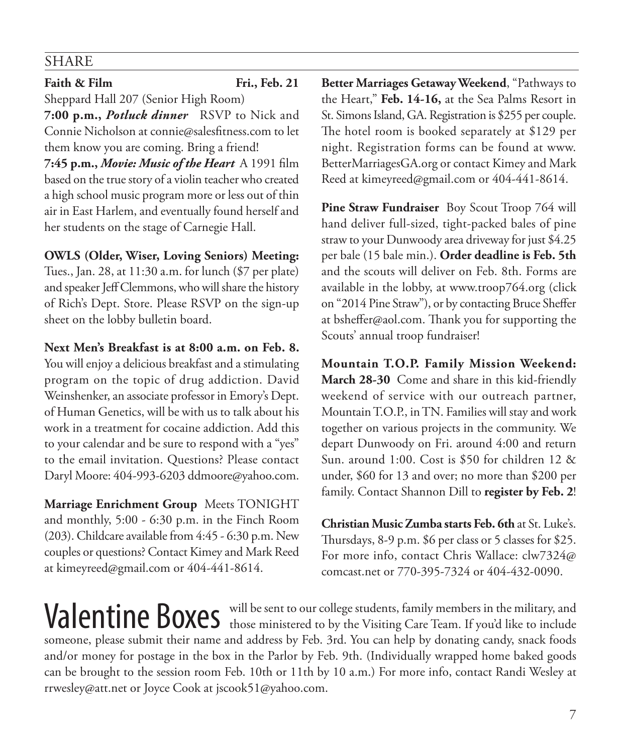## SHARE

**Faith & Film** **Fri., Feb. 21**

Sheppard Hall 207 (Senior High Room)

**7:00 p.m.,** ***Potluck dinner*** RSVP to Nick and Connie Nicholson at connie@salesfitness.com to let them know you are coming. Bring a friend!

**7:45 p.m.,** ***Movie: Music of the Heart*** A 1991 film based on the true story of a violin teacher who created a high school music program more or less out of thin air in East Harlem, and eventually found herself and her students on the stage of Carnegie Hall.

**OWLS (Older, Wiser, Loving Seniors) Meeting:** Tues., Jan. 28, at 11:30 a.m. for lunch ($7 per plate) and speaker Jeff Clemmons, who will share the history of Rich's Dept. Store. Please RSVP on the sign-up sheet on the lobby bulletin board.

**Next Men's Breakfast is at 8:00 a.m. on Feb. 8.** You will enjoy a delicious breakfast and a stimulating program on the topic of drug addiction. David Weinshenker, an associate professor in Emory's Dept. of Human Genetics, will be with us to talk about his work in a treatment for cocaine addiction. Add this to your calendar and be sure to respond with a "yes" to the email invitation. Questions? Please contact Daryl Moore: 404-993-6203 ddmoore@yahoo.com.

**Marriage Enrichment Group** Meets TONIGHT and monthly, 5:00 - 6:30 p.m. in the Finch Room (203). Childcare available from 4:45 - 6:30 p.m. New couples or questions? Contact Kimey and Mark Reed at kimeyreed@gmail.com or 404-441-8614.

**Better Marriages Getaway Weekend**, "Pathways to the Heart," **Feb. 14-16,** at the Sea Palms Resort in St. Simons Island, GA. Registration is $255 per couple. The hotel room is booked separately at $129 per night. Registration forms can be found at www.BetterMarriagesGA.org or contact Kimey and Mark Reed at kimeyreed@gmail.com or 404-441-8614.

**Pine Straw Fundraiser** Boy Scout Troop 764 will hand deliver full-sized, tight-packed bales of pine straw to your Dunwoody area driveway for just $4.25 per bale (15 bale min.). **Order deadline is Feb. 5th** and the scouts will deliver on Feb. 8th. Forms are available in the lobby, at www.troop764.org (click on "2014 Pine Straw"), or by contacting Bruce Sheffer at bsheffer@aol.com. Thank you for supporting the Scouts' annual troop fundraiser!

**Mountain T.O.P. Family Mission Weekend: March 28-30** Come and share in this kid-friendly weekend of service with our outreach partner, Mountain T.O.P., in TN. Families will stay and work together on various projects in the community. We depart Dunwoody on Fri. around 4:00 and return Sun. around 1:00. Cost is $50 for children 12 & under, $60 for 13 and over; no more than $200 per family. Contact Shannon Dill to **register by Feb. 2**!

**Christian Music Zumba starts Feb. 6th** at St. Luke's. Thursdays, 8-9 p.m. $6 per class or 5 classes for $25. For more info, contact Chris Wallace: clw7324@comcast.net or 770-395-7324 or 404-432-0090.

# Valentine Boxes

will be sent to our college students, family members in the military, and those ministered to by the Visiting Care Team. If you'd like to include someone, please submit their name and address by Feb. 3rd. You can help by donating candy, snack foods and/or money for postage in the box in the Parlor by Feb. 9th. (Individually wrapped home baked goods can be brought to the session room Feb. 10th or 11th by 10 a.m.) For more info, contact Randi Wesley at rrwesley@att.net or Joyce Cook at jscook51@yahoo.com.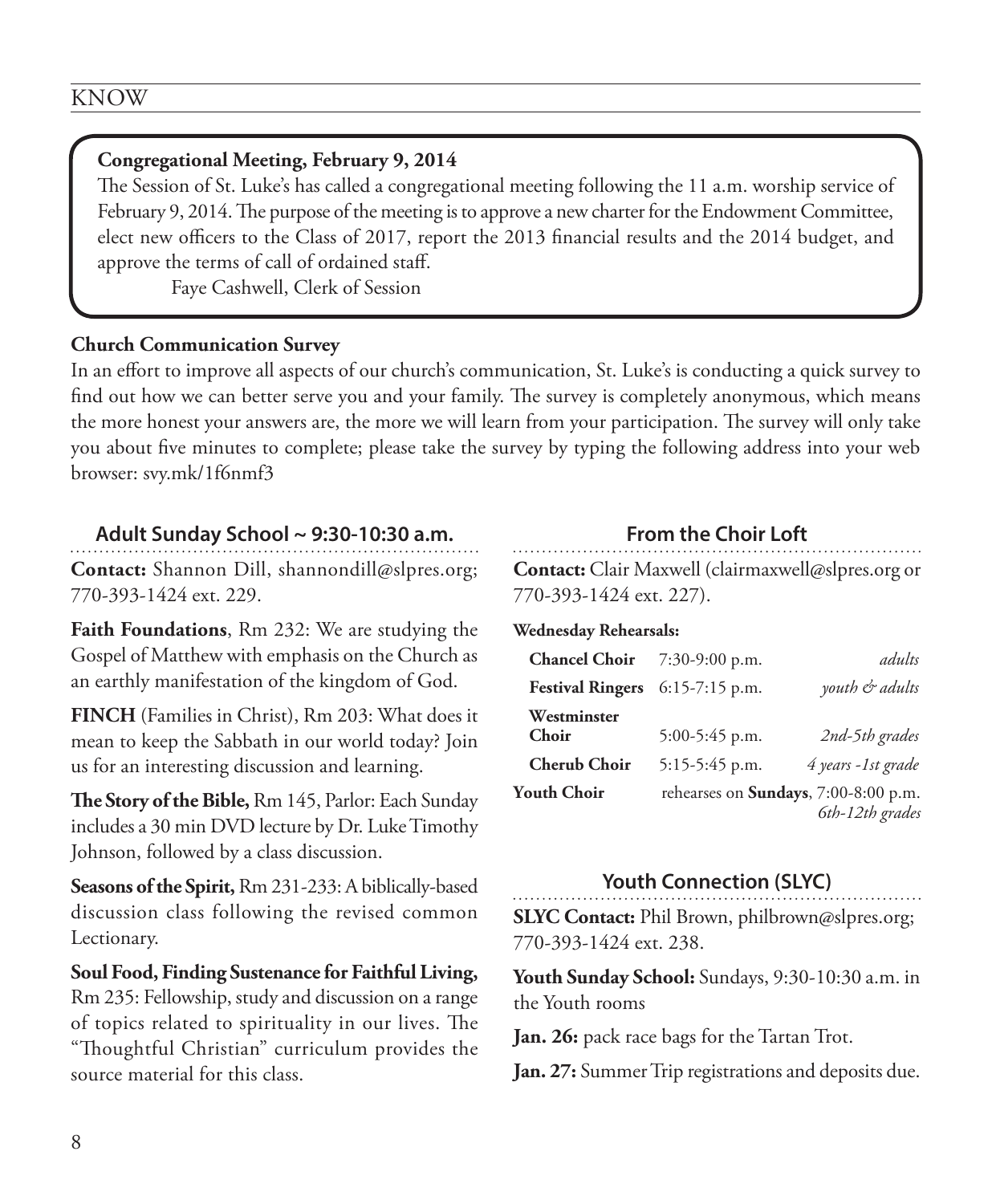KNOW

**Congregational Meeting, February 9, 2014**

The Session of St. Luke's has called a congregational meeting following the 11 a.m. worship service of February 9, 2014. The purpose of the meeting is to approve a new charter for the Endowment Committee, elect new officers to the Class of 2017, report the 2013 financial results and the 2014 budget, and approve the terms of call of ordained staff.

Faye Cashwell, Clerk of Session

**Church Communication Survey**

In an effort to improve all aspects of our church's communication, St. Luke's is conducting a quick survey to find out how we can better serve you and your family. The survey is completely anonymous, which means the more honest your answers are, the more we will learn from your participation. The survey will only take you about five minutes to complete; please take the survey by typing the following address into your web browser: svy.mk/1f6nmf3

## Adult Sunday School ~ 9:30-10:30 a.m.

**Contact:** Shannon Dill, shannondill@slpres.org; 770-393-1424 ext. 229.

**Faith Foundations**, Rm 232: We are studying the Gospel of Matthew with emphasis on the Church as an earthly manifestation of the kingdom of God.

**FINCH** (Families in Christ), Rm 203: What does it mean to keep the Sabbath in our world today? Join us for an interesting discussion and learning.

**The Story of the Bible,** Rm 145, Parlor: Each Sunday includes a 30 min DVD lecture by Dr. Luke Timothy Johnson, followed by a class discussion.

**Seasons of the Spirit,** Rm 231-233: A biblically-based discussion class following the revised common Lectionary.

**Soul Food, Finding Sustenance for Faithful Living,** Rm 235: Fellowship, study and discussion on a range of topics related to spirituality in our lives. The "Thoughtful Christian" curriculum provides the source material for this class.

## From the Choir Loft

**Contact:** Clair Maxwell (clairmaxwell@slpres.org or 770-393-1424 ext. 227).

**Wednesday Rehearsals:**

| | | |
|---|---|---|
| **Chancel Choir** | 7:30-9:00 p.m. | *adults* |
| **Festival Ringers** | 6:15-7:15 p.m. | *youth & adults* |
| **Westminster Choir** | 5:00-5:45 p.m. | *2nd-5th grades* |
| **Cherub Choir** | 5:15-5:45 p.m. | *4 years -1st grade* |
| **Youth Choir** | rehearses on **Sundays**, 7:00-8:00 p.m. | *6th-12th grades* |

## Youth Connection (SLYC)

**SLYC Contact:** Phil Brown, philbrown@slpres.org; 770-393-1424 ext. 238.

**Youth Sunday School:** Sundays, 9:30-10:30 a.m. in the Youth rooms

**Jan. 26:** pack race bags for the Tartan Trot.

**Jan. 27:** Summer Trip registrations and deposits due.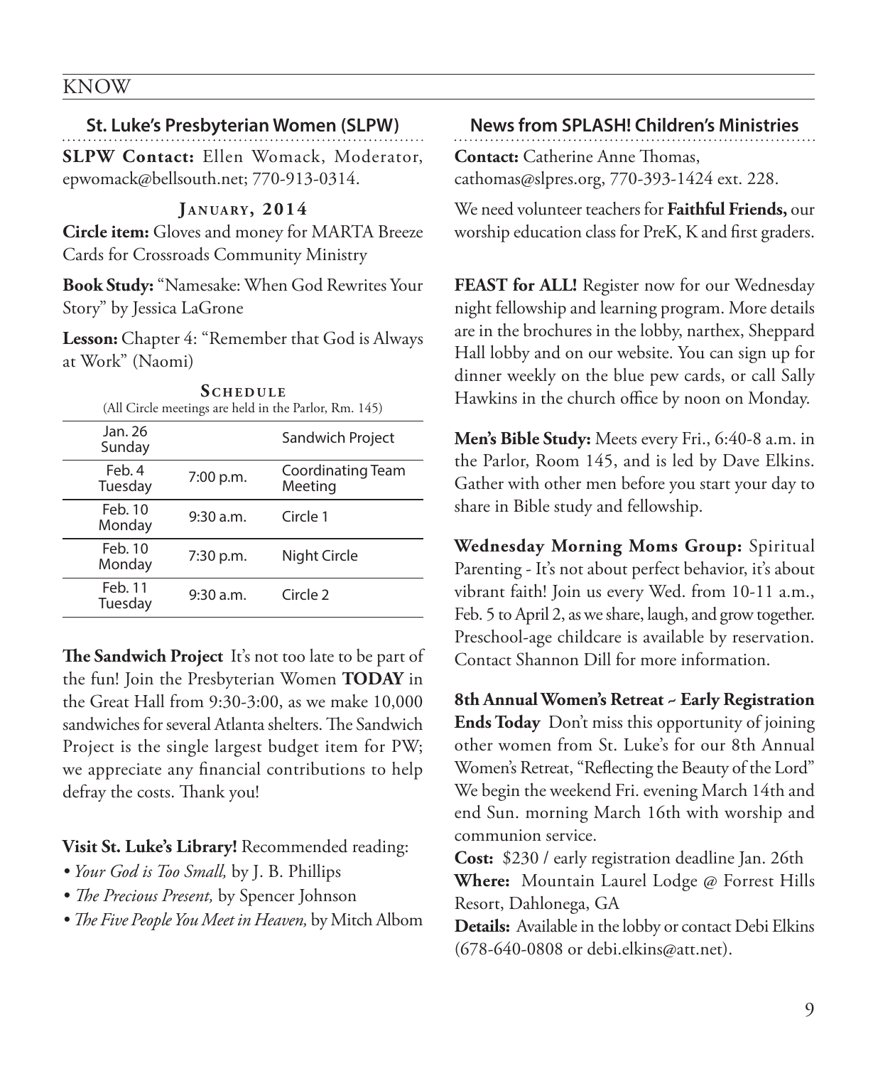KNOW

## St. Luke's Presbyterian Women (SLPW)

**SLPW Contact:** Ellen Womack, Moderator, epwomack@bellsouth.net; 770-913-0314.

### January, 2014

**Circle item:** Gloves and money for MARTA Breeze Cards for Crossroads Community Ministry

**Book Study:** "Namesake: When God Rewrites Your Story" by Jessica LaGrone

**Lesson:** Chapter 4: "Remember that God is Always at Work" (Naomi)

### Schedule

(All Circle meetings are held in the Parlor, Rm. 145)

| Date | Time | Event |
|---|---|---|
| Jan. 26 Sunday | | Sandwich Project |
| Feb. 4 Tuesday | 7:00 p.m. | Coordinating Team Meeting |
| Feb. 10 Monday | 9:30 a.m. | Circle 1 |
| Feb. 10 Monday | 7:30 p.m. | Night Circle |
| Feb. 11 Tuesday | 9:30 a.m. | Circle 2 |

**The Sandwich Project** It's not too late to be part of the fun! Join the Presbyterian Women **TODAY** in the Great Hall from 9:30-3:00, as we make 10,000 sandwiches for several Atlanta shelters. The Sandwich Project is the single largest budget item for PW; we appreciate any financial contributions to help defray the costs. Thank you!

**Visit St. Luke's Library!** Recommended reading:

- *Your God is Too Small,* by J. B. Phillips
- *The Precious Present,* by Spencer Johnson
- *The Five People You Meet in Heaven,* by Mitch Albom

## News from SPLASH! Children's Ministries

**Contact:** Catherine Anne Thomas, cathomas@slpres.org, 770-393-1424 ext. 228.

We need volunteer teachers for **Faithful Friends,** our worship education class for PreK, K and first graders.

**FEAST for ALL!** Register now for our Wednesday night fellowship and learning program. More details are in the brochures in the lobby, narthex, Sheppard Hall lobby and on our website. You can sign up for dinner weekly on the blue pew cards, or call Sally Hawkins in the church office by noon on Monday.

**Men's Bible Study:** Meets every Fri., 6:40-8 a.m. in the Parlor, Room 145, and is led by Dave Elkins. Gather with other men before you start your day to share in Bible study and fellowship.

**Wednesday Morning Moms Group:** Spiritual Parenting - It's not about perfect behavior, it's about vibrant faith! Join us every Wed. from 10-11 a.m., Feb. 5 to April 2, as we share, laugh, and grow together. Preschool-age childcare is available by reservation. Contact Shannon Dill for more information.

**8th Annual Women's Retreat ~ Early Registration Ends Today** Don't miss this opportunity of joining other women from St. Luke's for our 8th Annual Women's Retreat, "Reflecting the Beauty of the Lord" We begin the weekend Fri. evening March 14th and end Sun. morning March 16th with worship and communion service.

**Cost:** $230 / early registration deadline Jan. 26th

**Where:** Mountain Laurel Lodge @ Forrest Hills Resort, Dahlonega, GA

**Details:** Available in the lobby or contact Debi Elkins (678-640-0808 or debi.elkins@att.net).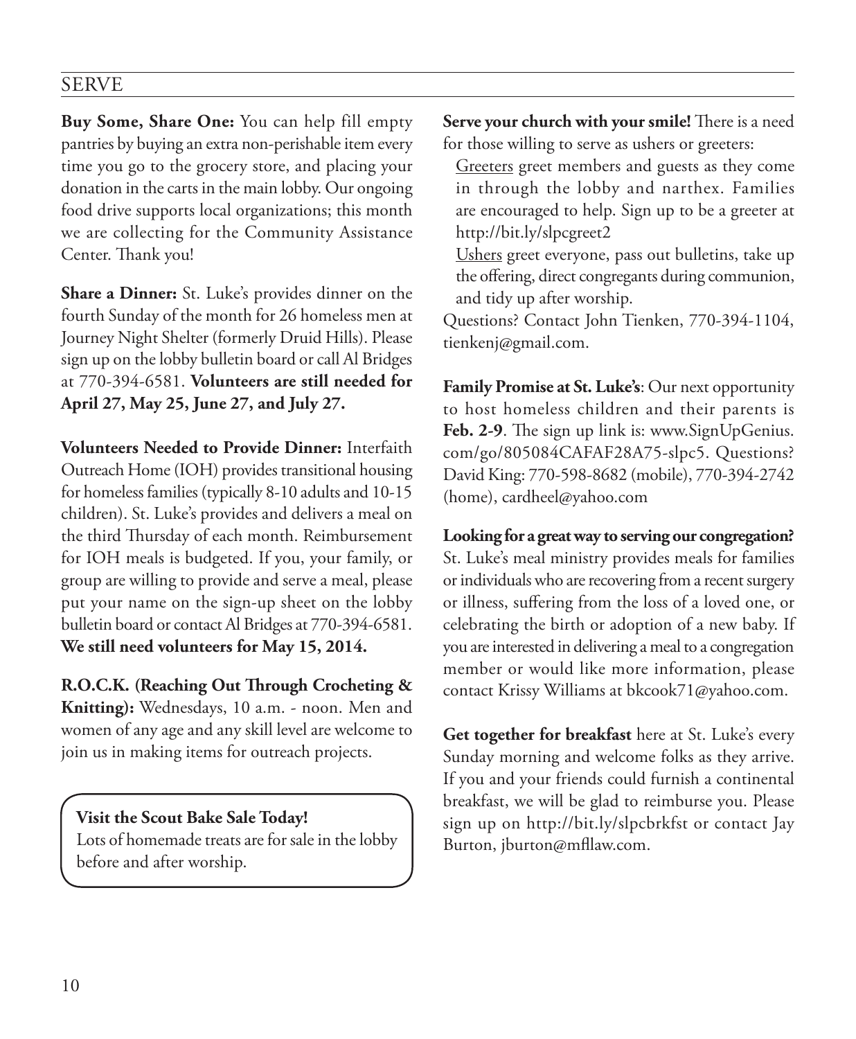## SERVE

**Buy Some, Share One:** You can help fill empty pantries by buying an extra non-perishable item every time you go to the grocery store, and placing your donation in the carts in the main lobby. Our ongoing food drive supports local organizations; this month we are collecting for the Community Assistance Center. Thank you!

**Share a Dinner:** St. Luke's provides dinner on the fourth Sunday of the month for 26 homeless men at Journey Night Shelter (formerly Druid Hills). Please sign up on the lobby bulletin board or call Al Bridges at 770-394-6581. **Volunteers are still needed for April 27, May 25, June 27, and July 27.**

**Volunteers Needed to Provide Dinner:** Interfaith Outreach Home (IOH) provides transitional housing for homeless families (typically 8-10 adults and 10-15 children). St. Luke's provides and delivers a meal on the third Thursday of each month. Reimbursement for IOH meals is budgeted. If you, your family, or group are willing to provide and serve a meal, please put your name on the sign-up sheet on the lobby bulletin board or contact Al Bridges at 770-394-6581. **We still need volunteers for May 15, 2014.**

**R.O.C.K. (Reaching Out Through Crocheting & Knitting):** Wednesdays, 10 a.m. - noon. Men and women of any age and any skill level are welcome to join us in making items for outreach projects.

**Visit the Scout Bake Sale Today!**
Lots of homemade treats are for sale in the lobby before and after worship.

**Serve your church with your smile!** There is a need for those willing to serve as ushers or greeters:

Greeters greet members and guests as they come in through the lobby and narthex. Families are encouraged to help. Sign up to be a greeter at http://bit.ly/slpcgreet2

Ushers greet everyone, pass out bulletins, take up the offering, direct congregants during communion, and tidy up after worship.

Questions? Contact John Tienken, 770-394-1104, tienkenj@gmail.com.

**Family Promise at St. Luke's**: Our next opportunity to host homeless children and their parents is **Feb. 2-9**. The sign up link is: www.SignUpGenius.com/go/805084CAFAF28A75-slpc5. Questions? David King: 770-598-8682 (mobile), 770-394-2742 (home), cardheel@yahoo.com

**Looking for a great way to serving our congregation?** St. Luke's meal ministry provides meals for families or individuals who are recovering from a recent surgery or illness, suffering from the loss of a loved one, or celebrating the birth or adoption of a new baby. If you are interested in delivering a meal to a congregation member or would like more information, please contact Krissy Williams at bkcook71@yahoo.com.

**Get together for breakfast** here at St. Luke's every Sunday morning and welcome folks as they arrive. If you and your friends could furnish a continental breakfast, we will be glad to reimburse you. Please sign up on http://bit.ly/slpcbrkfst or contact Jay Burton, jburton@mfllaw.com.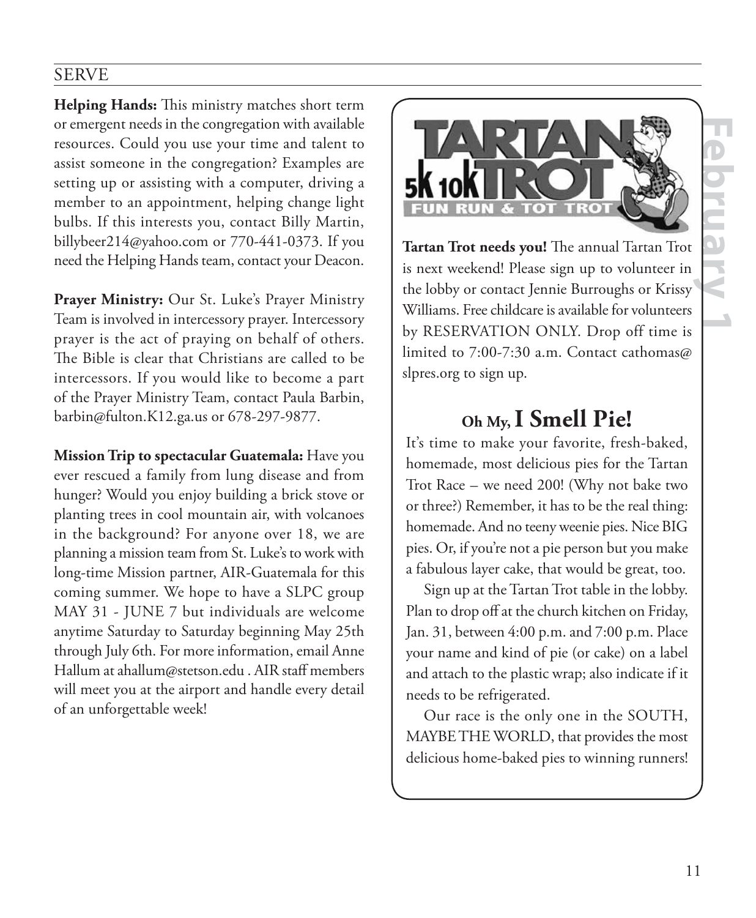## SERVE

**Helping Hands:** This ministry matches short term or emergent needs in the congregation with available resources. Could you use your time and talent to assist someone in the congregation? Examples are setting up or assisting with a computer, driving a member to an appointment, helping change light bulbs. If this interests you, contact Billy Martin, billybeer214@yahoo.com or 770-441-0373. If you need the Helping Hands team, contact your Deacon.

**Prayer Ministry:** Our St. Luke's Prayer Ministry Team is involved in intercessory prayer. Intercessory prayer is the act of praying on behalf of others. The Bible is clear that Christians are called to be intercessors. If you would like to become a part of the Prayer Ministry Team, contact Paula Barbin, barbin@fulton.K12.ga.us or 678-297-9877.

**Mission Trip to spectacular Guatemala:** Have you ever rescued a family from lung disease and from hunger? Would you enjoy building a brick stove or planting trees in cool mountain air, with volcanoes in the background? For anyone over 18, we are planning a mission team from St. Luke's to work with long-time Mission partner, AIR-Guatemala for this coming summer. We hope to have a SLPC group MAY 31 - JUNE 7 but individuals are welcome anytime Saturday to Saturday beginning May 25th through July 6th. For more information, email Anne Hallum at ahallum@stetson.edu . AIR staff members will meet you at the airport and handle every detail of an unforgettable week!

TARTAN 5K 10K TROT
FUN RUN & TOT TROT

**Tartan Trot needs you!** The annual Tartan Trot is next weekend! Please sign up to volunteer in the lobby or contact Jennie Burroughs or Krissy Williams. Free childcare is available for volunteers by RESERVATION ONLY. Drop off time is limited to 7:00-7:30 a.m. Contact cathomas@slpres.org to sign up.

## Oh My, I Smell Pie!

It's time to make your favorite, fresh-baked, homemade, most delicious pies for the Tartan Trot Race – we need 200! (Why not bake two or three?) Remember, it has to be the real thing: homemade. And no teeny weenie pies. Nice BIG pies. Or, if you're not a pie person but you make a fabulous layer cake, that would be great, too.

Sign up at the Tartan Trot table in the lobby. Plan to drop off at the church kitchen on Friday, Jan. 31, between 4:00 p.m. and 7:00 p.m. Place your name and kind of pie (or cake) on a label and attach to the plastic wrap; also indicate if it needs to be refrigerated.

Our race is the only one in the SOUTH, MAYBE THE WORLD, that provides the most delicious home-baked pies to winning runners!

February 1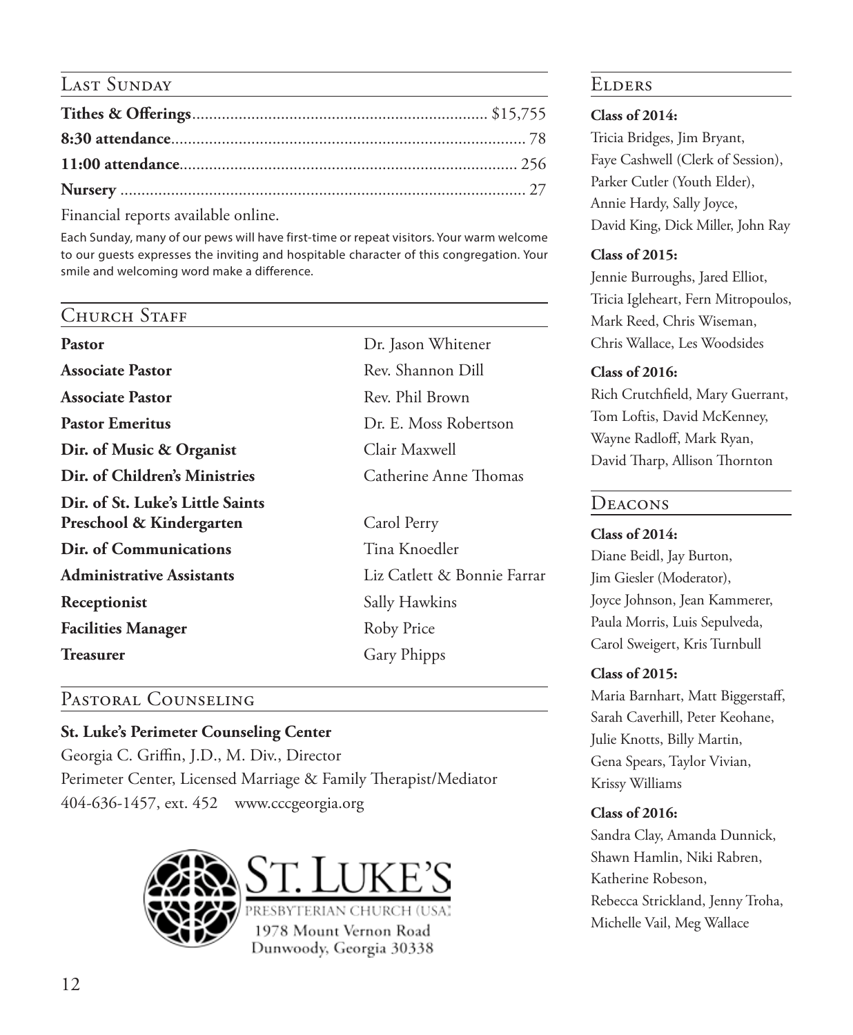## Last Sunday

| | |
|---|---|
| **Tithes & Offerings** | $15,755 |
| **8:30 attendance** | 78 |
| **11:00 attendance** | 256 |
| **Nursery** | 27 |

Financial reports available online.

Each Sunday, many of our pews will have first-time or repeat visitors. Your warm welcome to our guests expresses the inviting and hospitable character of this congregation. Your smile and welcoming word make a difference.

## Church Staff

| | |
|---|---|
| **Pastor** | Dr. Jason Whitener |
| **Associate Pastor** | Rev. Shannon Dill |
| **Associate Pastor** | Rev. Phil Brown |
| **Pastor Emeritus** | Dr. E. Moss Robertson |
| **Dir. of Music & Organist** | Clair Maxwell |
| **Dir. of Children's Ministries** | Catherine Anne Thomas |
| **Dir. of St. Luke's Little Saints Preschool & Kindergarten** | Carol Perry |
| **Dir. of Communications** | Tina Knoedler |
| **Administrative Assistants** | Liz Catlett & Bonnie Farrar |
| **Receptionist** | Sally Hawkins |
| **Facilities Manager** | Roby Price |
| **Treasurer** | Gary Phipps |

## Pastoral Counseling

**St. Luke's Perimeter Counseling Center**
Georgia C. Griffin, J.D., M. Div., Director
Perimeter Center, Licensed Marriage & Family Therapist/Mediator
404-636-1457, ext. 452 www.cccgeorgia.org

St. Luke's
Presbyterian Church (USA)
1978 Mount Vernon Road
Dunwoody, Georgia 30338

## Elders

**Class of 2014:**
Tricia Bridges, Jim Bryant, Faye Cashwell (Clerk of Session), Parker Cutler (Youth Elder), Annie Hardy, Sally Joyce, David King, Dick Miller, John Ray

**Class of 2015:**
Jennie Burroughs, Jared Elliot, Tricia Igleheart, Fern Mitropoulos, Mark Reed, Chris Wiseman, Chris Wallace, Les Woodsides

**Class of 2016:**
Rich Crutchfield, Mary Guerrant, Tom Loftis, David McKenney, Wayne Radloff, Mark Ryan, David Tharp, Allison Thornton

## Deacons

**Class of 2014:**
Diane Beidl, Jay Burton, Jim Giesler (Moderator), Joyce Johnson, Jean Kammerer, Paula Morris, Luis Sepulveda, Carol Sweigert, Kris Turnbull

**Class of 2015:**
Maria Barnhart, Matt Biggerstaff, Sarah Caverhill, Peter Keohane, Julie Knotts, Billy Martin, Gena Spears, Taylor Vivian, Krissy Williams

**Class of 2016:**
Sandra Clay, Amanda Dunnick, Shawn Hamlin, Niki Rabren, Katherine Robeson, Rebecca Strickland, Jenny Troha, Michelle Vail, Meg Wallace